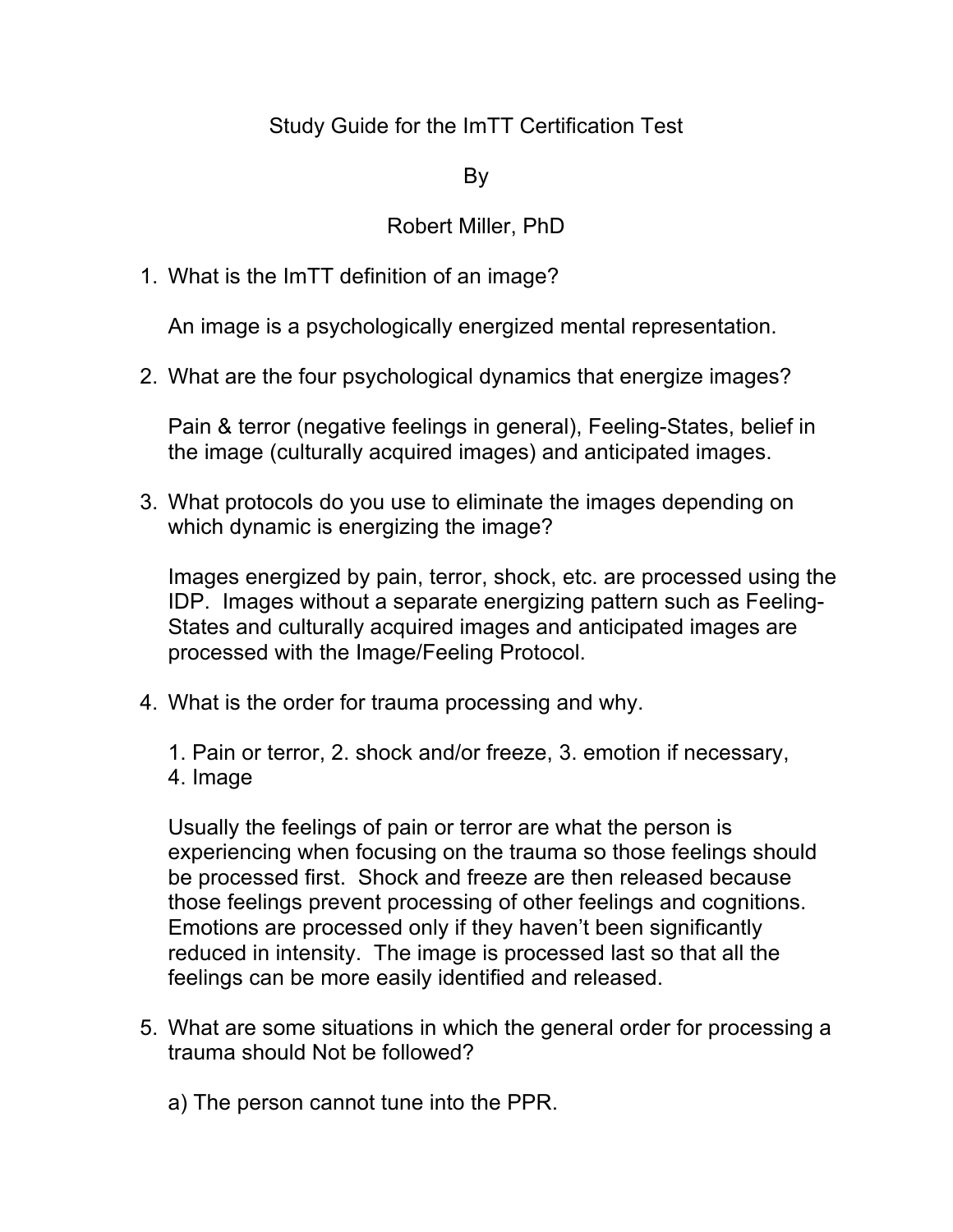# Study Guide for the ImTT Certification Test

By

Robert Miller, PhD

1. What is the ImTT definition of an image?

   An image is a psychologically energized mental representation.

2. What are the four psychological dynamics that energize images?

   Pain & terror (negative feelings in general), Feeling-States, belief in the image (culturally acquired images) and anticipated images.

3. What protocols do you use to eliminate the images depending on which dynamic is energizing the image?

   Images energized by pain, terror, shock, etc. are processed using the IDP. Images without a separate energizing pattern such as Feeling-States and culturally acquired images and anticipated images are processed with the Image/Feeling Protocol.

4. What is the order for trauma processing and why.

   1. Pain or terror, 2. shock and/or freeze, 3. emotion if necessary, 4. Image

   Usually the feelings of pain or terror are what the person is experiencing when focusing on the trauma so those feelings should be processed first. Shock and freeze are then released because those feelings prevent processing of other feelings and cognitions. Emotions are processed only if they haven't been significantly reduced in intensity. The image is processed last so that all the feelings can be more easily identified and released.

5. What are some situations in which the general order for processing a trauma should Not be followed?

   a) The person cannot tune into the PPR.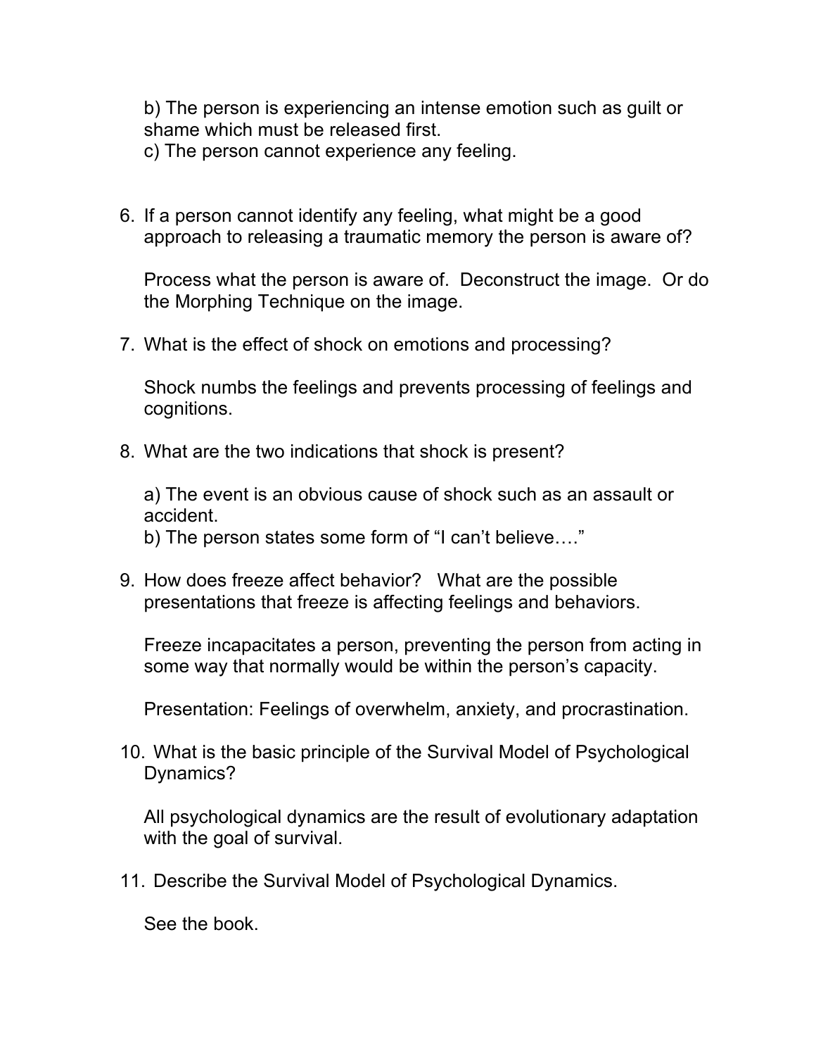b) The person is experiencing an intense emotion such as guilt or shame which must be released first.
c) The person cannot experience any feeling.

6. If a person cannot identify any feeling, what might be a good approach to releasing a traumatic memory the person is aware of?

   Process what the person is aware of. Deconstruct the image. Or do the Morphing Technique on the image.

7. What is the effect of shock on emotions and processing?

   Shock numbs the feelings and prevents processing of feelings and cognitions.

8. What are the two indications that shock is present?

   a) The event is an obvious cause of shock such as an assault or accident.
   b) The person states some form of "I can't believe…."

9. How does freeze affect behavior? What are the possible presentations that freeze is affecting feelings and behaviors.

   Freeze incapacitates a person, preventing the person from acting in some way that normally would be within the person's capacity.

   Presentation: Feelings of overwhelm, anxiety, and procrastination.

10. What is the basic principle of the Survival Model of Psychological Dynamics?

    All psychological dynamics are the result of evolutionary adaptation with the goal of survival.

11. Describe the Survival Model of Psychological Dynamics.

    See the book.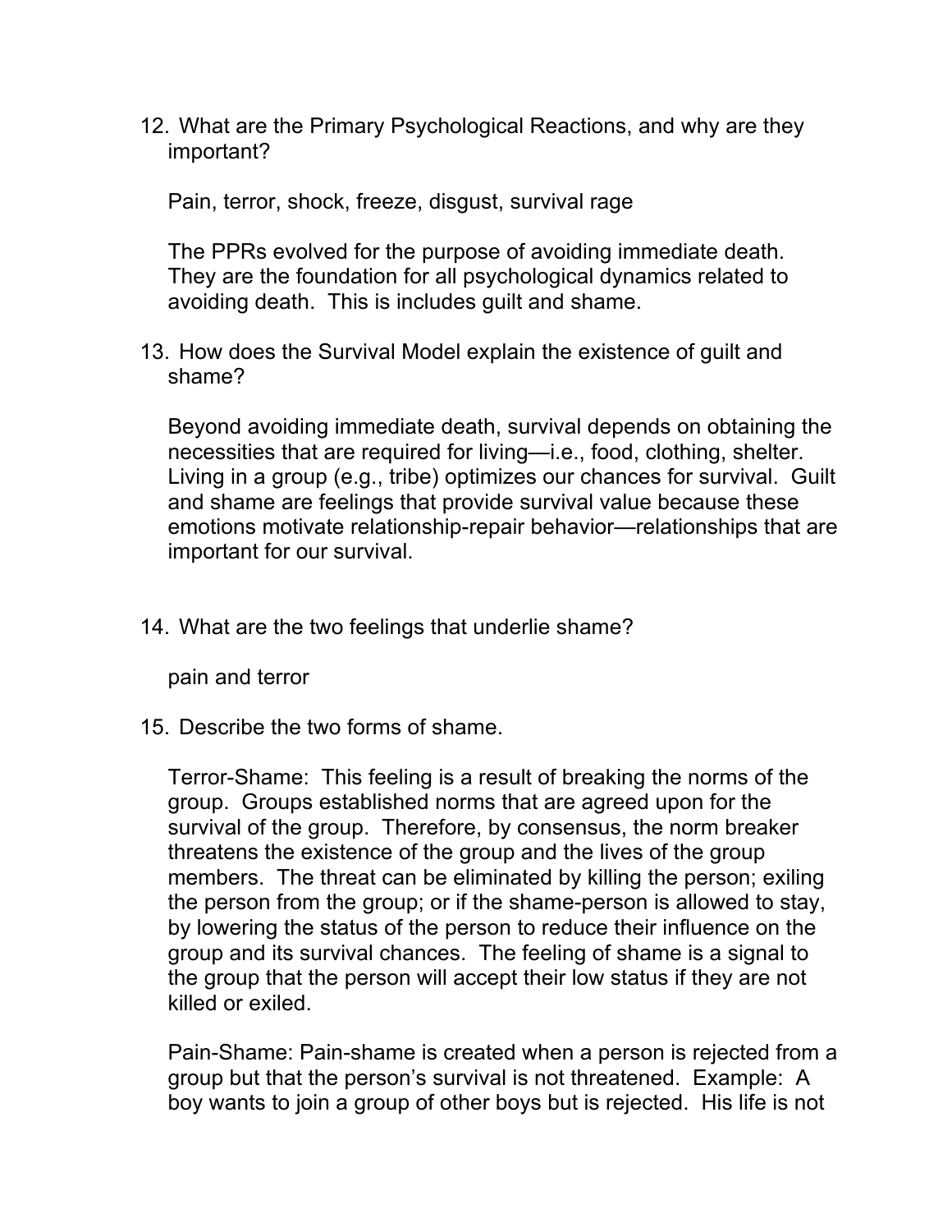12. What are the Primary Psychological Reactions, and why are they important?

    Pain, terror, shock, freeze, disgust, survival rage

    The PPRs evolved for the purpose of avoiding immediate death. They are the foundation for all psychological dynamics related to avoiding death. This is includes guilt and shame.

13. How does the Survival Model explain the existence of guilt and shame?

    Beyond avoiding immediate death, survival depends on obtaining the necessities that are required for living—i.e., food, clothing, shelter. Living in a group (e.g., tribe) optimizes our chances for survival. Guilt and shame are feelings that provide survival value because these emotions motivate relationship-repair behavior—relationships that are important for our survival.

14. What are the two feelings that underlie shame?

    pain and terror

15. Describe the two forms of shame.

    Terror-Shame: This feeling is a result of breaking the norms of the group. Groups established norms that are agreed upon for the survival of the group. Therefore, by consensus, the norm breaker threatens the existence of the group and the lives of the group members. The threat can be eliminated by killing the person; exiling the person from the group; or if the shame-person is allowed to stay, by lowering the status of the person to reduce their influence on the group and its survival chances. The feeling of shame is a signal to the group that the person will accept their low status if they are not killed or exiled.

    Pain-Shame: Pain-shame is created when a person is rejected from a group but that the person's survival is not threatened. Example: A boy wants to join a group of other boys but is rejected. His life is not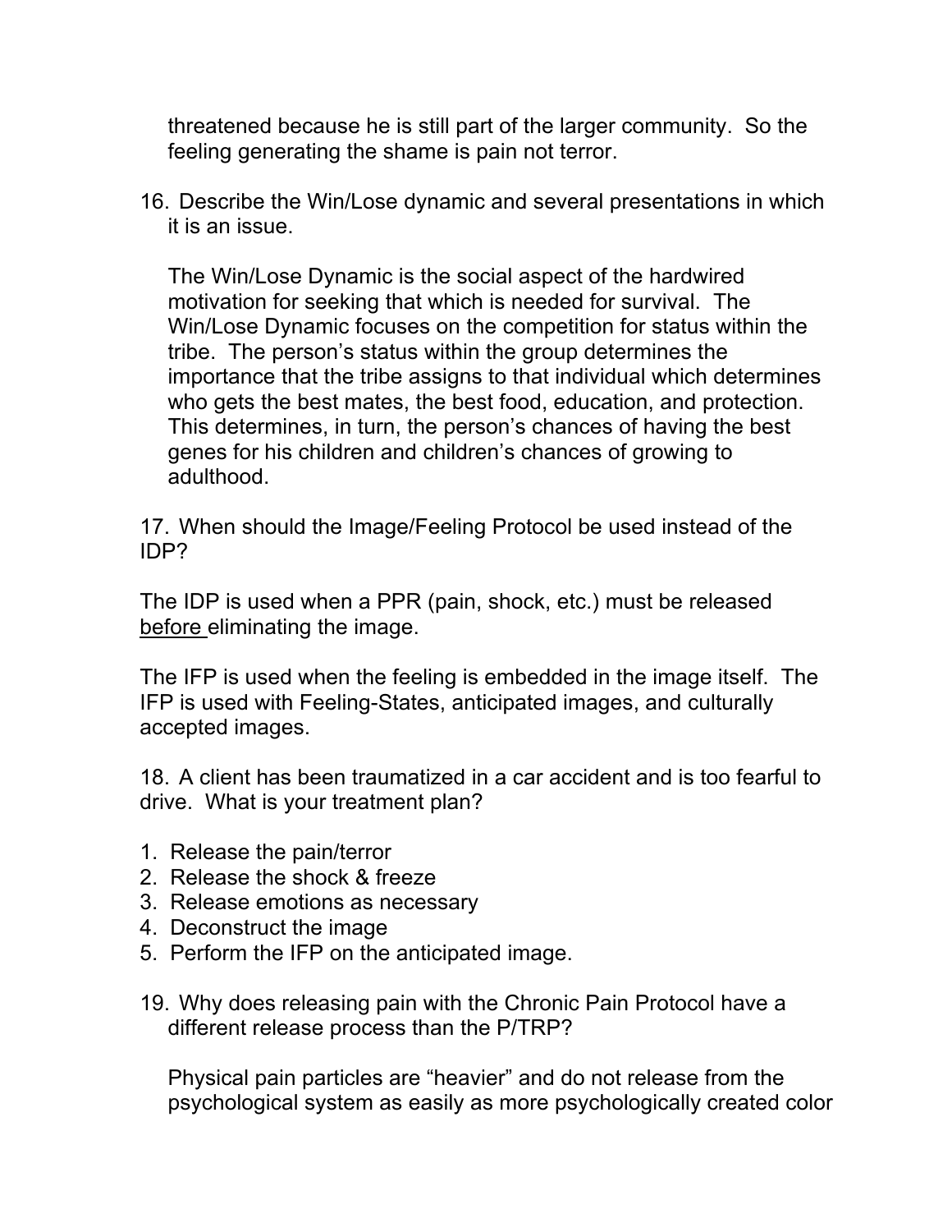threatened because he is still part of the larger community. So the feeling generating the shame is pain not terror.

16. Describe the Win/Lose dynamic and several presentations in which it is an issue.

    The Win/Lose Dynamic is the social aspect of the hardwired motivation for seeking that which is needed for survival. The Win/Lose Dynamic focuses on the competition for status within the tribe. The person's status within the group determines the importance that the tribe assigns to that individual which determines who gets the best mates, the best food, education, and protection. This determines, in turn, the person's chances of having the best genes for his children and children's chances of growing to adulthood.

17. When should the Image/Feeling Protocol be used instead of the IDP?

The IDP is used when a PPR (pain, shock, etc.) must be released <u>before</u> eliminating the image.

The IFP is used when the feeling is embedded in the image itself. The IFP is used with Feeling-States, anticipated images, and culturally accepted images.

18. A client has been traumatized in a car accident and is too fearful to drive. What is your treatment plan?

1. Release the pain/terror
2. Release the shock & freeze
3. Release emotions as necessary
4. Deconstruct the image
5. Perform the IFP on the anticipated image.

19. Why does releasing pain with the Chronic Pain Protocol have a different release process than the P/TRP?

    Physical pain particles are "heavier" and do not release from the psychological system as easily as more psychologically created color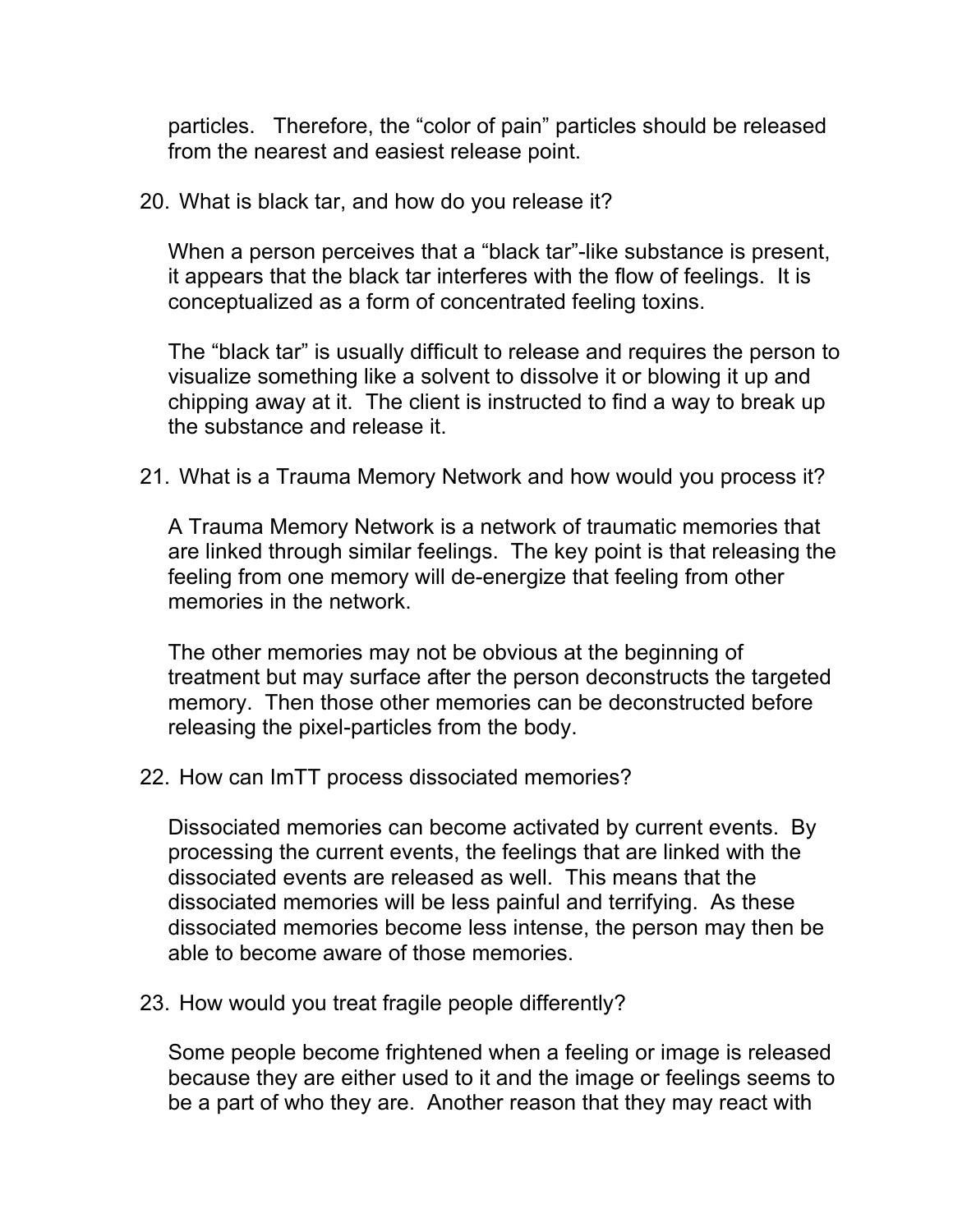particles. Therefore, the “color of pain” particles should be released from the nearest and easiest release point.

20. What is black tar, and how do you release it?

    When a person perceives that a “black tar”-like substance is present, it appears that the black tar interferes with the flow of feelings. It is conceptualized as a form of concentrated feeling toxins.

    The “black tar” is usually difficult to release and requires the person to visualize something like a solvent to dissolve it or blowing it up and chipping away at it. The client is instructed to find a way to break up the substance and release it.

21. What is a Trauma Memory Network and how would you process it?

    A Trauma Memory Network is a network of traumatic memories that are linked through similar feelings. The key point is that releasing the feeling from one memory will de-energize that feeling from other memories in the network.

    The other memories may not be obvious at the beginning of treatment but may surface after the person deconstructs the targeted memory. Then those other memories can be deconstructed before releasing the pixel-particles from the body.

22. How can ImTT process dissociated memories?

    Dissociated memories can become activated by current events. By processing the current events, the feelings that are linked with the dissociated events are released as well. This means that the dissociated memories will be less painful and terrifying. As these dissociated memories become less intense, the person may then be able to become aware of those memories.

23. How would you treat fragile people differently?

    Some people become frightened when a feeling or image is released because they are either used to it and the image or feelings seems to be a part of who they are. Another reason that they may react with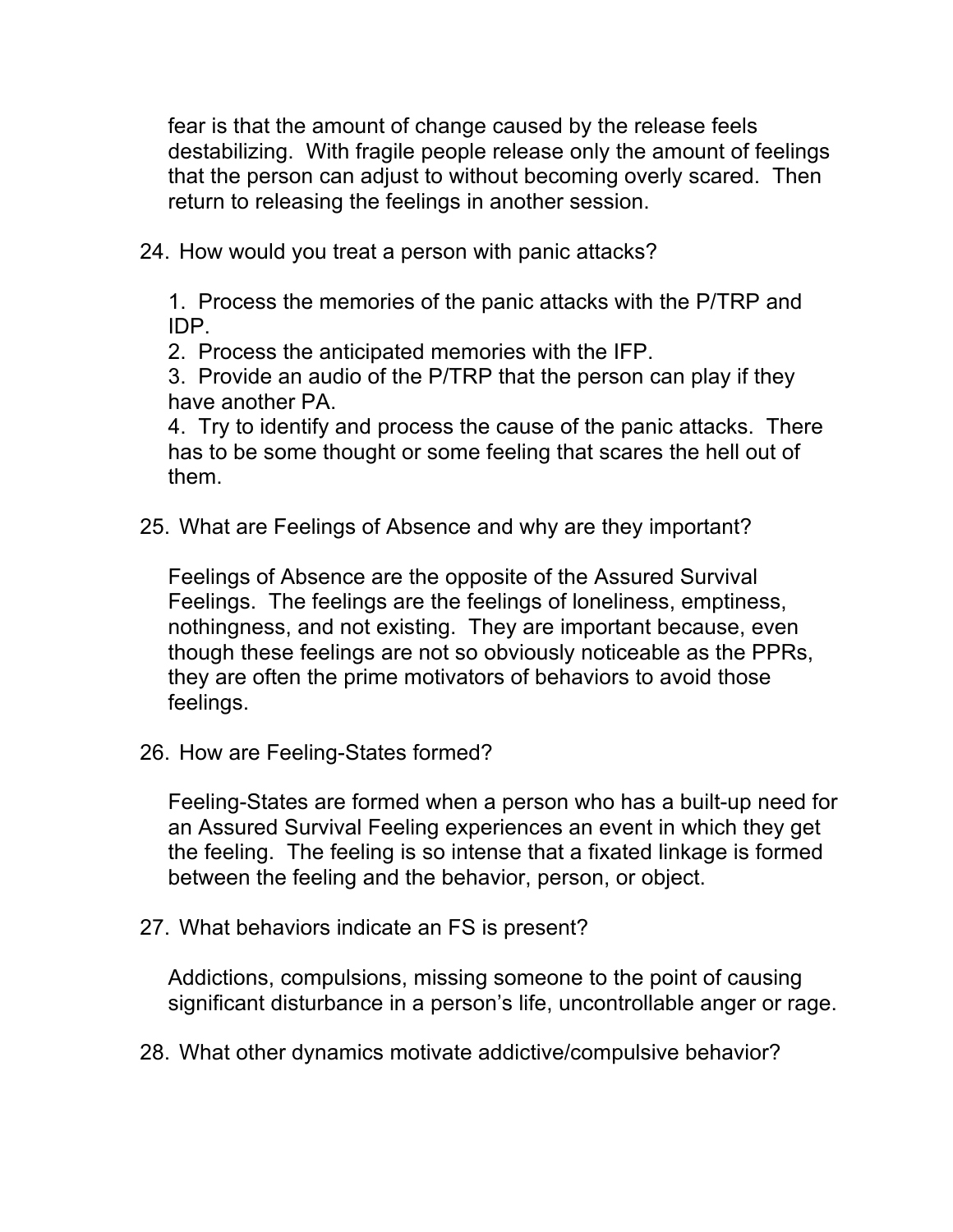fear is that the amount of change caused by the release feels destabilizing. With fragile people release only the amount of feelings that the person can adjust to without becoming overly scared. Then return to releasing the feelings in another session.

24. How would you treat a person with panic attacks?

    1. Process the memories of the panic attacks with the P/TRP and IDP.
    2. Process the anticipated memories with the IFP.
    3. Provide an audio of the P/TRP that the person can play if they have another PA.
    4. Try to identify and process the cause of the panic attacks. There has to be some thought or some feeling that scares the hell out of them.

25. What are Feelings of Absence and why are they important?

    Feelings of Absence are the opposite of the Assured Survival Feelings. The feelings are the feelings of loneliness, emptiness, nothingness, and not existing. They are important because, even though these feelings are not so obviously noticeable as the PPRs, they are often the prime motivators of behaviors to avoid those feelings.

26. How are Feeling-States formed?

    Feeling-States are formed when a person who has a built-up need for an Assured Survival Feeling experiences an event in which they get the feeling. The feeling is so intense that a fixated linkage is formed between the feeling and the behavior, person, or object.

27. What behaviors indicate an FS is present?

    Addictions, compulsions, missing someone to the point of causing significant disturbance in a person's life, uncontrollable anger or rage.

28. What other dynamics motivate addictive/compulsive behavior?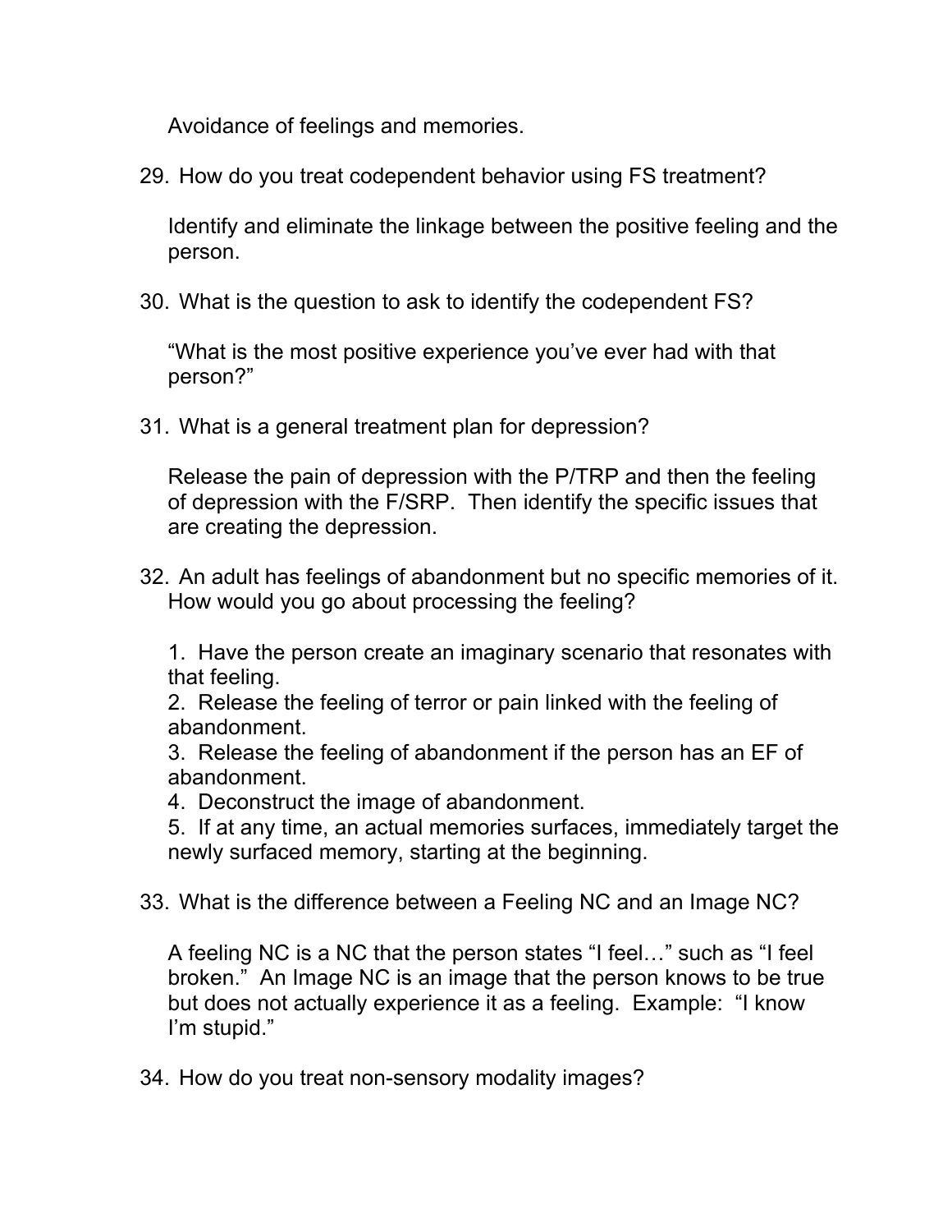Avoidance of feelings and memories.

29. How do you treat codependent behavior using FS treatment?

    Identify and eliminate the linkage between the positive feeling and the person.

30. What is the question to ask to identify the codependent FS?

    "What is the most positive experience you've ever had with that person?"

31. What is a general treatment plan for depression?

    Release the pain of depression with the P/TRP and then the feeling of depression with the F/SRP. Then identify the specific issues that are creating the depression.

32. An adult has feelings of abandonment but no specific memories of it. How would you go about processing the feeling?

    1. Have the person create an imaginary scenario that resonates with that feeling.
    2. Release the feeling of terror or pain linked with the feeling of abandonment.
    3. Release the feeling of abandonment if the person has an EF of abandonment.
    4. Deconstruct the image of abandonment.
    5. If at any time, an actual memories surfaces, immediately target the newly surfaced memory, starting at the beginning.

33. What is the difference between a Feeling NC and an Image NC?

    A feeling NC is a NC that the person states "I feel…" such as "I feel broken." An Image NC is an image that the person knows to be true but does not actually experience it as a feeling. Example: "I know I'm stupid."

34. How do you treat non-sensory modality images?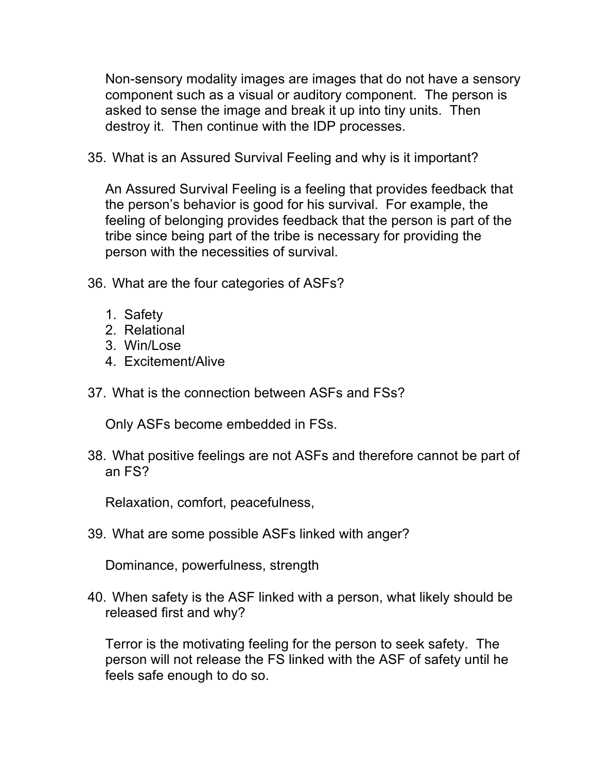Non-sensory modality images are images that do not have a sensory component such as a visual or auditory component. The person is asked to sense the image and break it up into tiny units. Then destroy it. Then continue with the IDP processes.

35. What is an Assured Survival Feeling and why is it important?

    An Assured Survival Feeling is a feeling that provides feedback that the person's behavior is good for his survival. For example, the feeling of belonging provides feedback that the person is part of the tribe since being part of the tribe is necessary for providing the person with the necessities of survival.

36. What are the four categories of ASFs?

    1. Safety
    2. Relational
    3. Win/Lose
    4. Excitement/Alive

37. What is the connection between ASFs and FSs?

    Only ASFs become embedded in FSs.

38. What positive feelings are not ASFs and therefore cannot be part of an FS?

    Relaxation, comfort, peacefulness,

39. What are some possible ASFs linked with anger?

    Dominance, powerfulness, strength

40. When safety is the ASF linked with a person, what likely should be released first and why?

    Terror is the motivating feeling for the person to seek safety. The person will not release the FS linked with the ASF of safety until he feels safe enough to do so.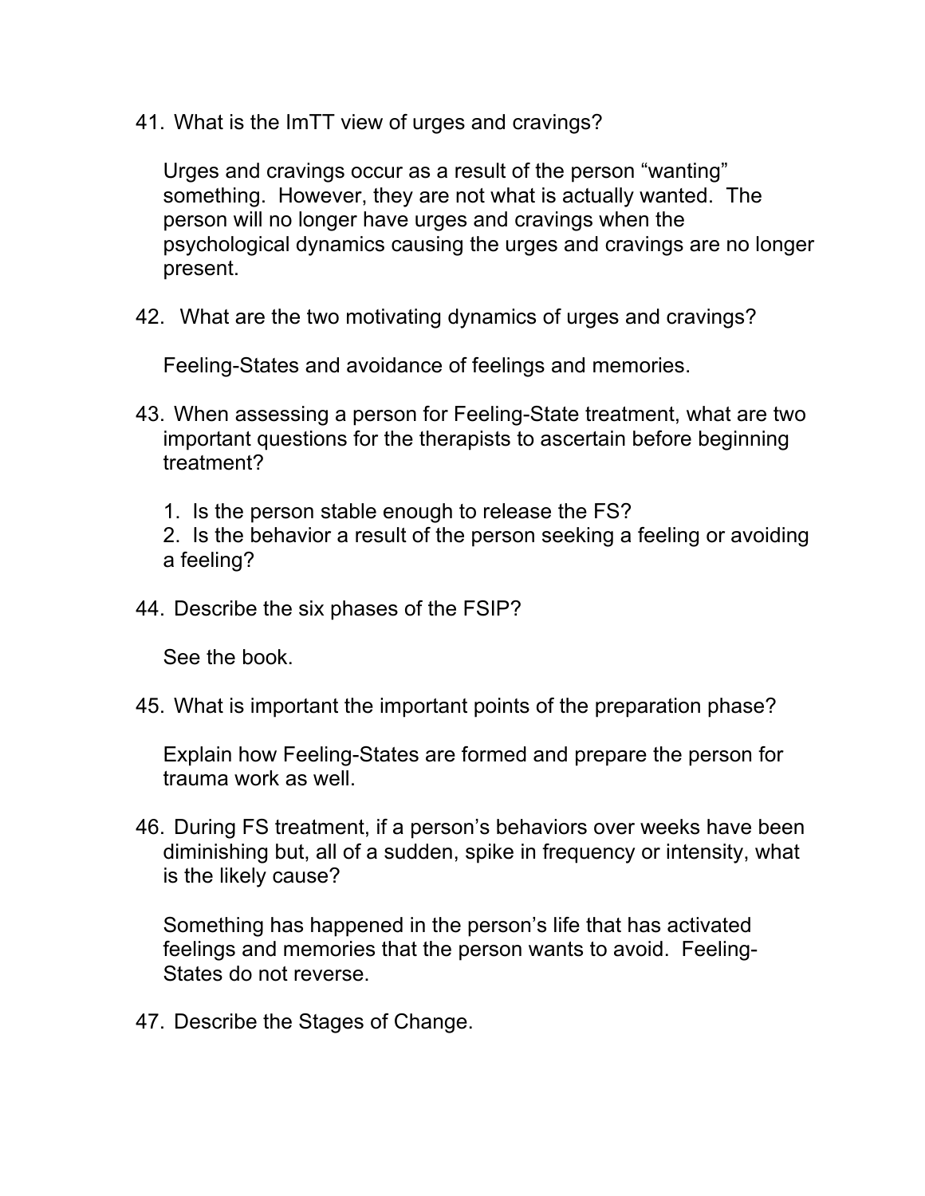41. What is the ImTT view of urges and cravings?

    Urges and cravings occur as a result of the person "wanting" something. However, they are not what is actually wanted. The person will no longer have urges and cravings when the psychological dynamics causing the urges and cravings are no longer present.

42. What are the two motivating dynamics of urges and cravings?

    Feeling-States and avoidance of feelings and memories.

43. When assessing a person for Feeling-State treatment, what are two important questions for the therapists to ascertain before beginning treatment?

    1. Is the person stable enough to release the FS?
    2. Is the behavior a result of the person seeking a feeling or avoiding a feeling?

44. Describe the six phases of the FSIP?

    See the book.

45. What is important the important points of the preparation phase?

    Explain how Feeling-States are formed and prepare the person for trauma work as well.

46. During FS treatment, if a person's behaviors over weeks have been diminishing but, all of a sudden, spike in frequency or intensity, what is the likely cause?

    Something has happened in the person's life that has activated feelings and memories that the person wants to avoid. Feeling-States do not reverse.

47. Describe the Stages of Change.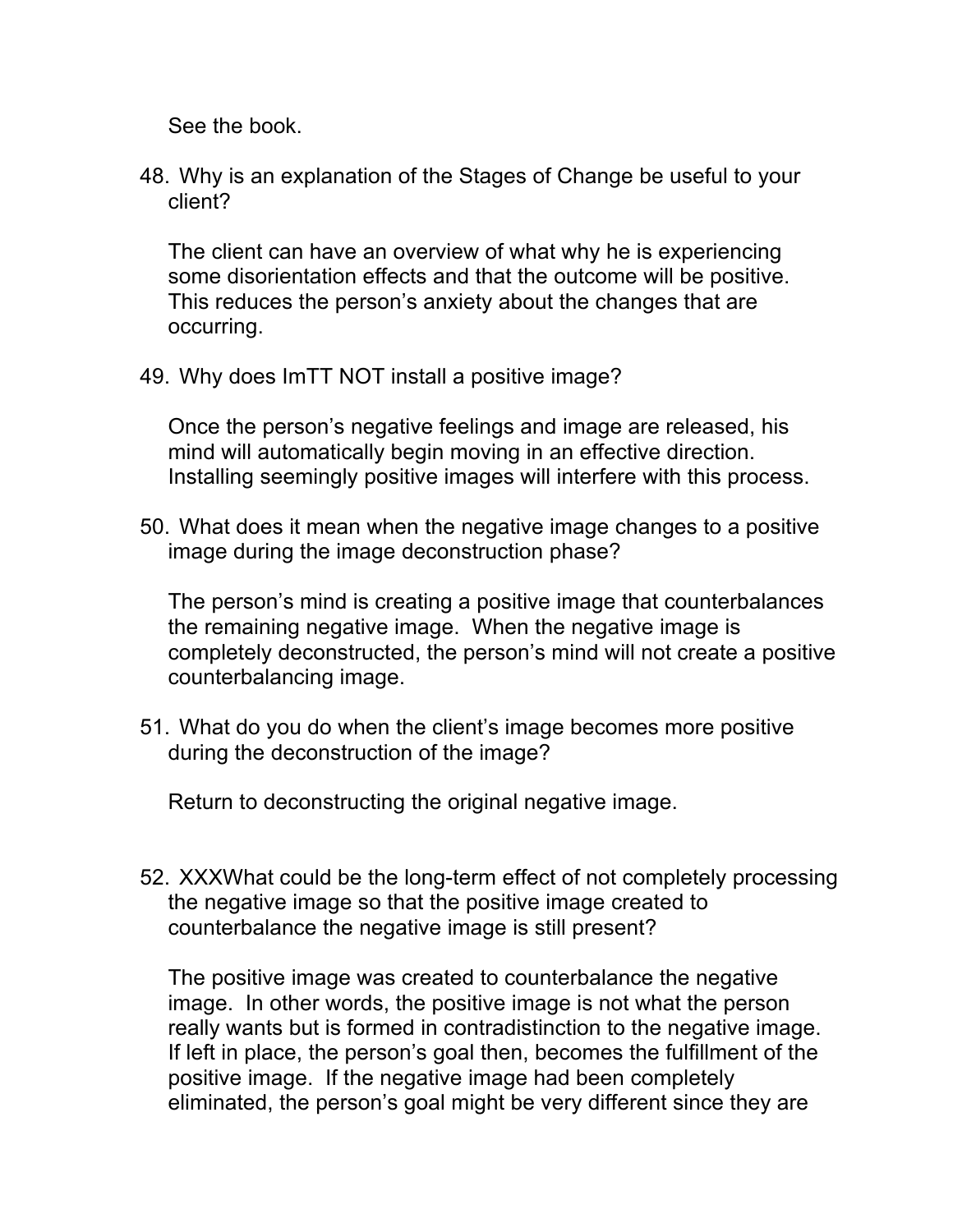See the book.

48. Why is an explanation of the Stages of Change be useful to your client?

    The client can have an overview of what why he is experiencing some disorientation effects and that the outcome will be positive. This reduces the person's anxiety about the changes that are occurring.

49. Why does ImTT NOT install a positive image?

    Once the person's negative feelings and image are released, his mind will automatically begin moving in an effective direction. Installing seemingly positive images will interfere with this process.

50. What does it mean when the negative image changes to a positive image during the image deconstruction phase?

    The person's mind is creating a positive image that counterbalances the remaining negative image. When the negative image is completely deconstructed, the person's mind will not create a positive counterbalancing image.

51. What do you do when the client's image becomes more positive during the deconstruction of the image?

    Return to deconstructing the original negative image.

52. XXXWhat could be the long-term effect of not completely processing the negative image so that the positive image created to counterbalance the negative image is still present?

    The positive image was created to counterbalance the negative image. In other words, the positive image is not what the person really wants but is formed in contradistinction to the negative image. If left in place, the person's goal then, becomes the fulfillment of the positive image. If the negative image had been completely eliminated, the person's goal might be very different since they are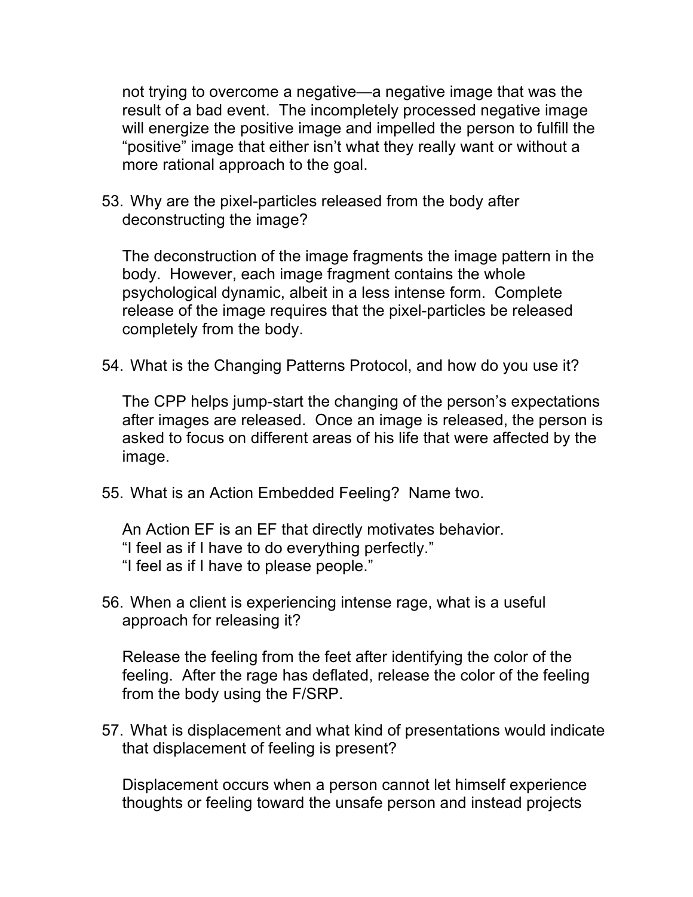not trying to overcome a negative—a negative image that was the result of a bad event. The incompletely processed negative image will energize the positive image and impelled the person to fulfill the "positive" image that either isn't what they really want or without a more rational approach to the goal.

53. Why are the pixel-particles released from the body after deconstructing the image?

    The deconstruction of the image fragments the image pattern in the body. However, each image fragment contains the whole psychological dynamic, albeit in a less intense form. Complete release of the image requires that the pixel-particles be released completely from the body.

54. What is the Changing Patterns Protocol, and how do you use it?

    The CPP helps jump-start the changing of the person's expectations after images are released. Once an image is released, the person is asked to focus on different areas of his life that were affected by the image.

55. What is an Action Embedded Feeling? Name two.

    An Action EF is an EF that directly motivates behavior.
    "I feel as if I have to do everything perfectly."
    "I feel as if I have to please people."

56. When a client is experiencing intense rage, what is a useful approach for releasing it?

    Release the feeling from the feet after identifying the color of the feeling. After the rage has deflated, release the color of the feeling from the body using the F/SRP.

57. What is displacement and what kind of presentations would indicate that displacement of feeling is present?

    Displacement occurs when a person cannot let himself experience thoughts or feeling toward the unsafe person and instead projects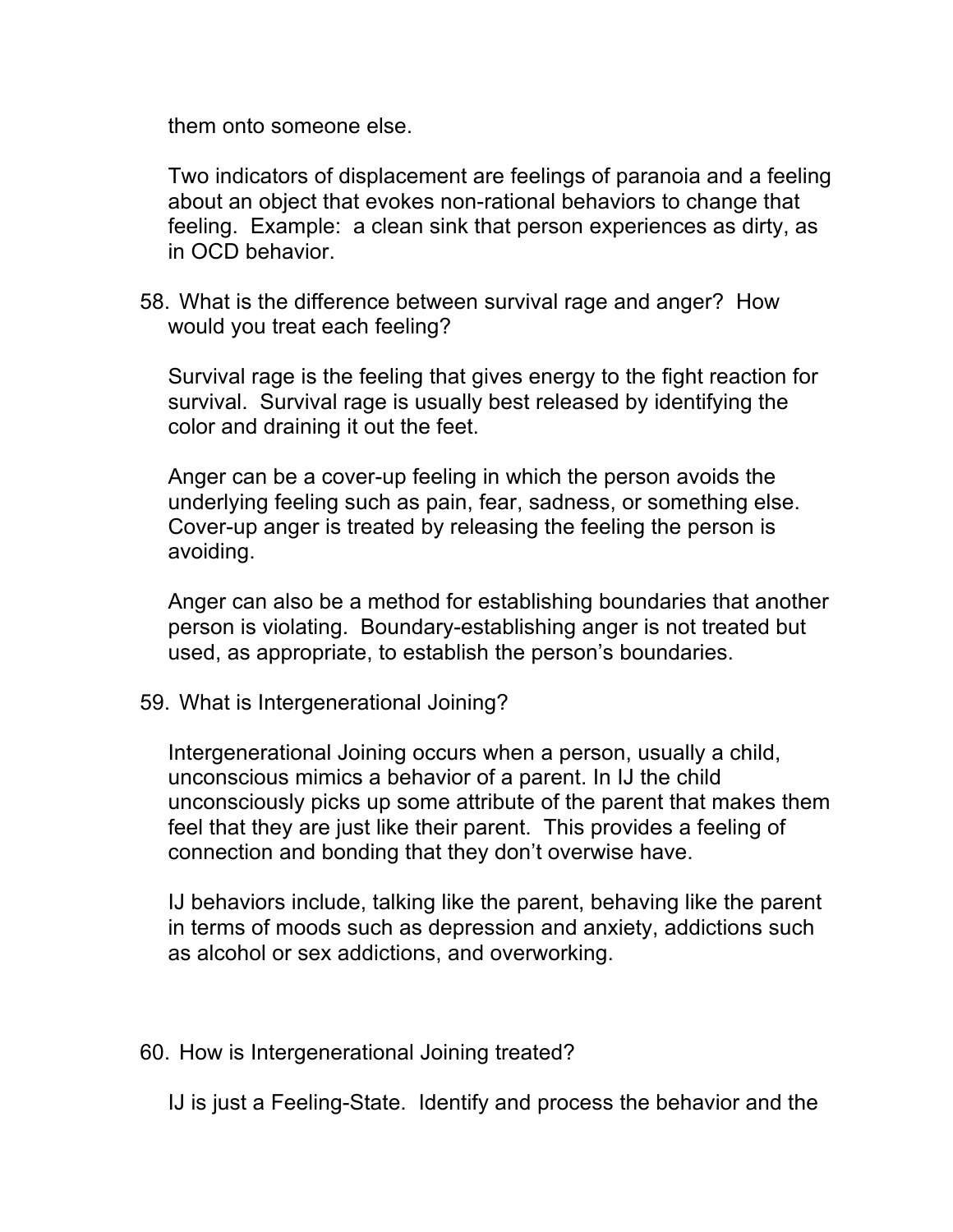them onto someone else.

Two indicators of displacement are feelings of paranoia and a feeling about an object that evokes non-rational behaviors to change that feeling. Example: a clean sink that person experiences as dirty, as in OCD behavior.

58. What is the difference between survival rage and anger? How would you treat each feeling?

    Survival rage is the feeling that gives energy to the fight reaction for survival. Survival rage is usually best released by identifying the color and draining it out the feet.

    Anger can be a cover-up feeling in which the person avoids the underlying feeling such as pain, fear, sadness, or something else. Cover-up anger is treated by releasing the feeling the person is avoiding.

    Anger can also be a method for establishing boundaries that another person is violating. Boundary-establishing anger is not treated but used, as appropriate, to establish the person's boundaries.

59. What is Intergenerational Joining?

    Intergenerational Joining occurs when a person, usually a child, unconscious mimics a behavior of a parent. In IJ the child unconsciously picks up some attribute of the parent that makes them feel that they are just like their parent. This provides a feeling of connection and bonding that they don't overwise have.

    IJ behaviors include, talking like the parent, behaving like the parent in terms of moods such as depression and anxiety, addictions such as alcohol or sex addictions, and overworking.

60. How is Intergenerational Joining treated?

    IJ is just a Feeling-State. Identify and process the behavior and the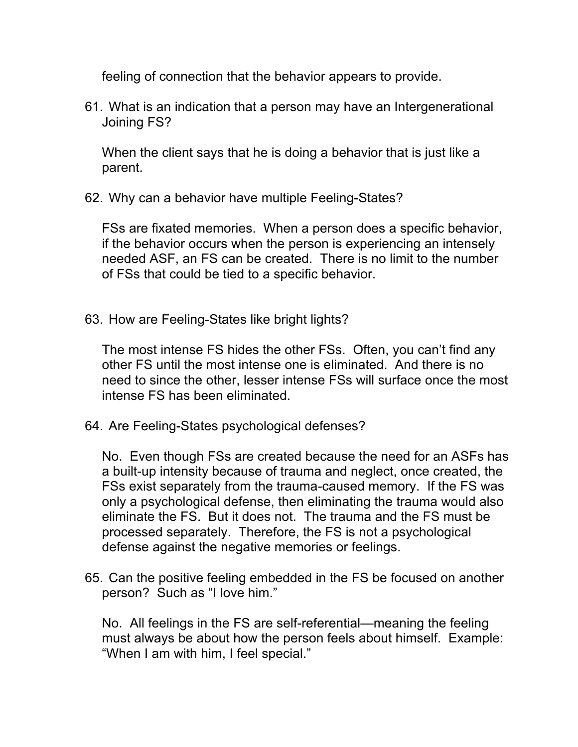feeling of connection that the behavior appears to provide.

61. What is an indication that a person may have an Intergenerational Joining FS?

    When the client says that he is doing a behavior that is just like a parent.

62. Why can a behavior have multiple Feeling-States?

    FSs are fixated memories. When a person does a specific behavior, if the behavior occurs when the person is experiencing an intensely needed ASF, an FS can be created. There is no limit to the number of FSs that could be tied to a specific behavior.

63. How are Feeling-States like bright lights?

    The most intense FS hides the other FSs. Often, you can't find any other FS until the most intense one is eliminated. And there is no need to since the other, lesser intense FSs will surface once the most intense FS has been eliminated.

64. Are Feeling-States psychological defenses?

    No. Even though FSs are created because the need for an ASFs has a built-up intensity because of trauma and neglect, once created, the FSs exist separately from the trauma-caused memory. If the FS was only a psychological defense, then eliminating the trauma would also eliminate the FS. But it does not. The trauma and the FS must be processed separately. Therefore, the FS is not a psychological defense against the negative memories or feelings.

65. Can the positive feeling embedded in the FS be focused on another person? Such as "I love him."

    No. All feelings in the FS are self-referential—meaning the feeling must always be about how the person feels about himself. Example: "When I am with him, I feel special."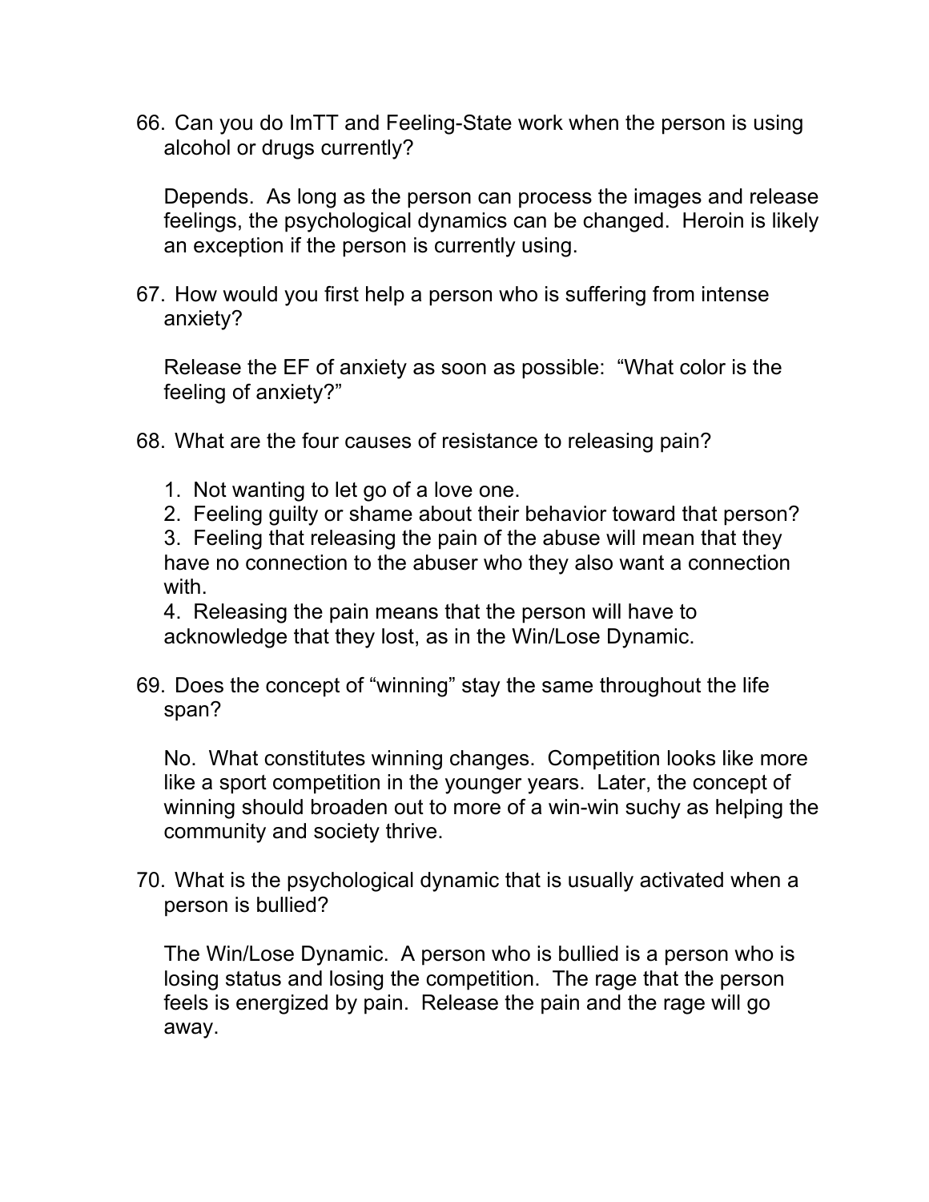66. Can you do ImTT and Feeling-State work when the person is using alcohol or drugs currently?

    Depends. As long as the person can process the images and release feelings, the psychological dynamics can be changed. Heroin is likely an exception if the person is currently using.

67. How would you first help a person who is suffering from intense anxiety?

    Release the EF of anxiety as soon as possible: "What color is the feeling of anxiety?"

68. What are the four causes of resistance to releasing pain?

    1. Not wanting to let go of a love one.
    2. Feeling guilty or shame about their behavior toward that person?
    3. Feeling that releasing the pain of the abuse will mean that they have no connection to the abuser who they also want a connection with.
    4. Releasing the pain means that the person will have to acknowledge that they lost, as in the Win/Lose Dynamic.

69. Does the concept of "winning" stay the same throughout the life span?

    No. What constitutes winning changes. Competition looks like more like a sport competition in the younger years. Later, the concept of winning should broaden out to more of a win-win suchy as helping the community and society thrive.

70. What is the psychological dynamic that is usually activated when a person is bullied?

    The Win/Lose Dynamic. A person who is bullied is a person who is losing status and losing the competition. The rage that the person feels is energized by pain. Release the pain and the rage will go away.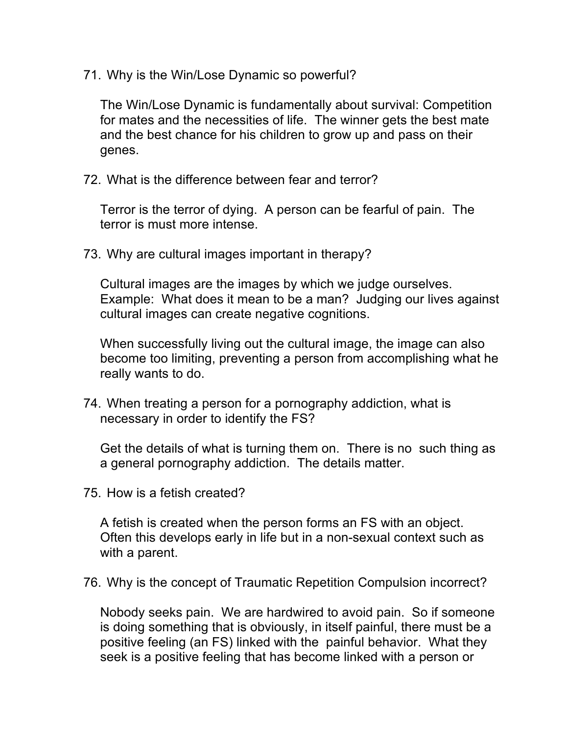71. Why is the Win/Lose Dynamic so powerful?

    The Win/Lose Dynamic is fundamentally about survival: Competition for mates and the necessities of life. The winner gets the best mate and the best chance for his children to grow up and pass on their genes.

72. What is the difference between fear and terror?

    Terror is the terror of dying. A person can be fearful of pain. The terror is must more intense.

73. Why are cultural images important in therapy?

    Cultural images are the images by which we judge ourselves. Example: What does it mean to be a man? Judging our lives against cultural images can create negative cognitions.

    When successfully living out the cultural image, the image can also become too limiting, preventing a person from accomplishing what he really wants to do.

74. When treating a person for a pornography addiction, what is necessary in order to identify the FS?

    Get the details of what is turning them on. There is no such thing as a general pornography addiction. The details matter.

75. How is a fetish created?

    A fetish is created when the person forms an FS with an object. Often this develops early in life but in a non-sexual context such as with a parent.

76. Why is the concept of Traumatic Repetition Compulsion incorrect?

    Nobody seeks pain. We are hardwired to avoid pain. So if someone is doing something that is obviously, in itself painful, there must be a positive feeling (an FS) linked with the painful behavior. What they seek is a positive feeling that has become linked with a person or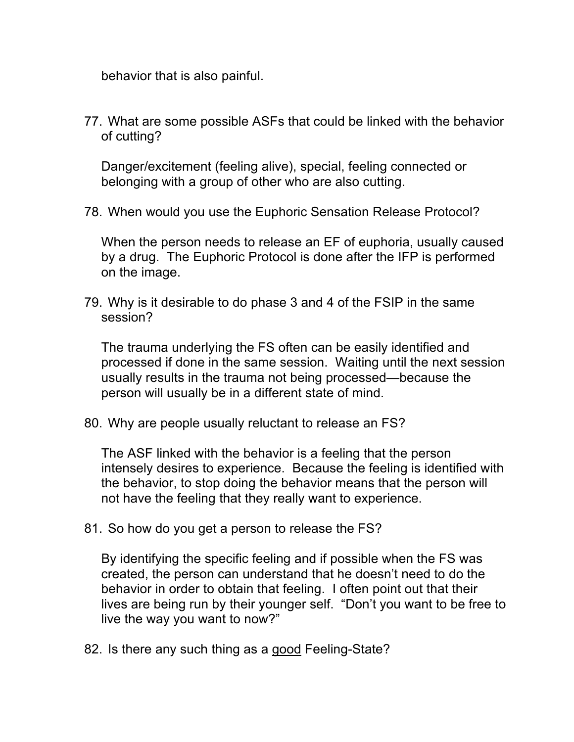behavior that is also painful.

77. What are some possible ASFs that could be linked with the behavior of cutting?

    Danger/excitement (feeling alive), special, feeling connected or belonging with a group of other who are also cutting.

78. When would you use the Euphoric Sensation Release Protocol?

    When the person needs to release an EF of euphoria, usually caused by a drug. The Euphoric Protocol is done after the IFP is performed on the image.

79. Why is it desirable to do phase 3 and 4 of the FSIP in the same session?

    The trauma underlying the FS often can be easily identified and processed if done in the same session. Waiting until the next session usually results in the trauma not being processed—because the person will usually be in a different state of mind.

80. Why are people usually reluctant to release an FS?

    The ASF linked with the behavior is a feeling that the person intensely desires to experience. Because the feeling is identified with the behavior, to stop doing the behavior means that the person will not have the feeling that they really want to experience.

81. So how do you get a person to release the FS?

    By identifying the specific feeling and if possible when the FS was created, the person can understand that he doesn't need to do the behavior in order to obtain that feeling. I often point out that their lives are being run by their younger self. "Don't you want to be free to live the way you want to now?"

82. Is there any such thing as a <u>good</u> Feeling-State?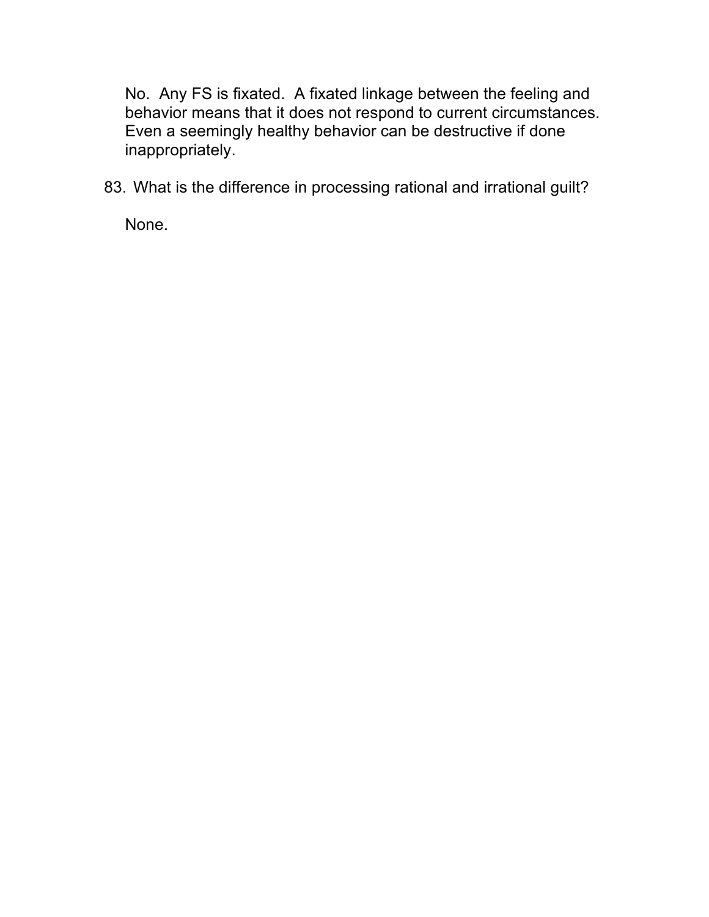No. Any FS is fixated. A fixated linkage between the feeling and behavior means that it does not respond to current circumstances. Even a seemingly healthy behavior can be destructive if done inappropriately.

83. What is the difference in processing rational and irrational guilt?

    None.